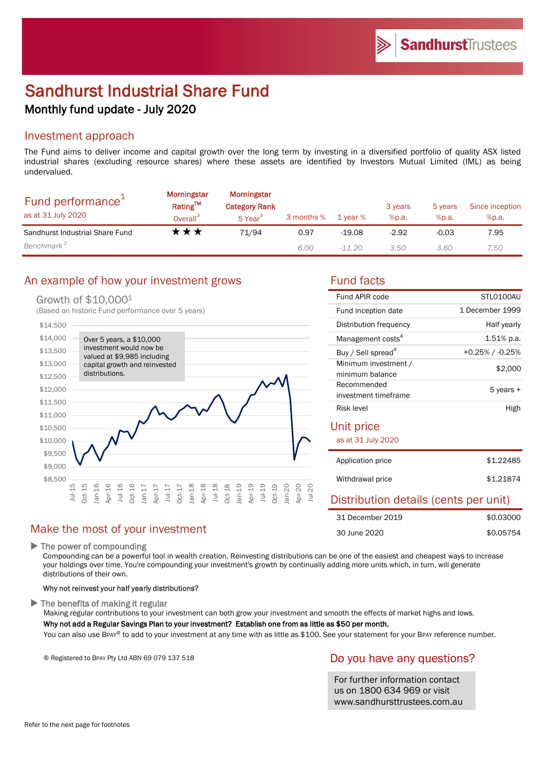# Sandhurst Industrial Share Fund

## Monthly fund update - July 2020

## Investment approach

The Fund aims to deliver income and capital growth over the long term by investing in a diversified portfolio of quality ASX listed industrial shares (excluding resource shares) where these assets are identified by Investors Mutual Limited (IML) as being undervalued.

| Fund performance[1] as at 31 July 2020 | Morningstar Rating™ Overall[3] | Morningstar Category Rank 5 Year[3] | 3 months % | 1 year % | 3 years %p.a. | 5 years %p.a. | Since inception %p.a. |
|---|---|---|---|---|---|---|---|
| Sandhurst Industrial Share Fund | ★★★ | 71/94 | 0.97 | -19.08 | -2.92 | -0.03 | 7.95 |
| *Benchmark[2]* | | | *6.00* | *-11.20* | *3.50* | *3.80* | *7.50* |

## An example of how your investment grows

Growth of $10,000[1]

(Based on historic Fund performance over 5 years)

Over 5 years, a $10,000 investment would now be valued at $9,985 including capital growth and reinvested distributions.

## Fund facts

| | |
|---|---|
| Fund APIR code | STL0100AU |
| Fund inception date | 1 December 1999 |
| Distribution frequency | Half yearly |
| Management costs[4] | 1.51% p.a. |
| Buy / Sell spread[4] | +0.25% / -0.25% |
| Minimum investment / minimum balance | $2,000 |
| Recommended investment timeframe | 5 years + |
| Risk level | High |

## Unit price

as at 31 July 2020

| | |
|---|---|
| Application price | $1.22485 |
| Withdrawal price | $1.21874 |

## Distribution details (cents per unit)

| | |
|---|---|
| 31 December 2019 | $0.03000 |
| 30 June 2020 | $0.05754 |

## Make the most of your investment

▶ **The power of compounding**

Compounding can be a powerful tool in wealth creation. Reinvesting distributions can be one of the easiest and cheapest ways to increase your holdings over time. You're compounding your investment's growth by continually adding more units which, in turn, will generate distributions of their own.

**Why not reinvest your half yearly distributions?**

▶ **The benefits of making it regular**

Making regular contributions to your investment can both grow your investment and smooth the effects of market highs and lows.

**Why not add a Regular Savings Plan to your investment? Establish one from as little as $50 per month.**

You can also use BPAY® to add to your investment at any time with as little as $100. See your statement for your BPAY reference number.

® Registered to BPAY Pty Ltd ABN 69 079 137 518

## Do you have any questions?

For further information contact us on 1800 634 969 or visit www.sandhursttrustees.com.au

Refer to the next page for footnotes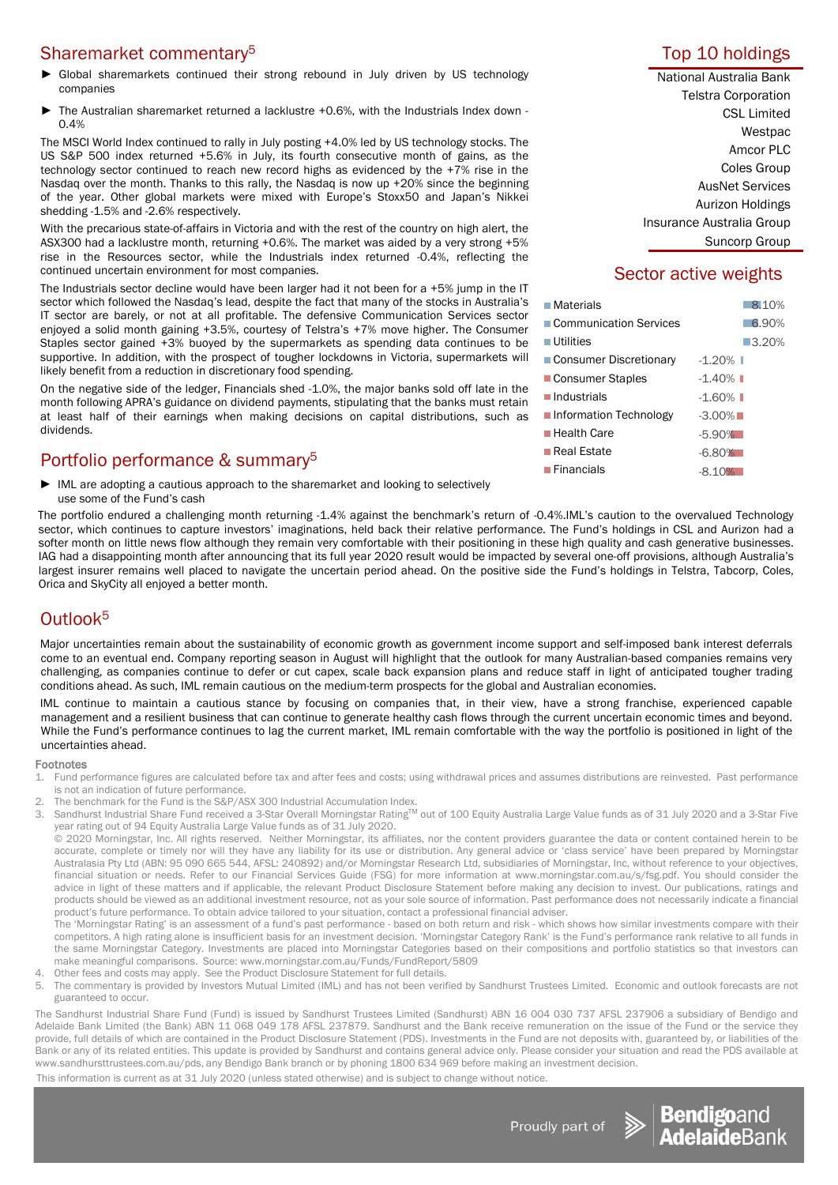## Sharemarket commentary[5]

- ► Global sharemarkets continued their strong rebound in July driven by US technology companies
- ► The Australian sharemarket returned a lacklustre +0.6%, with the Industrials Index down -0.4%

The MSCI World Index continued to rally in July posting +4.0% led by US technology stocks. The US S&P 500 index returned +5.6% in July, its fourth consecutive month of gains, as the technology sector continued to reach new record highs as evidenced by the +7% rise in the Nasdaq over the month. Thanks to this rally, the Nasdaq is now up +20% since the beginning of the year. Other global markets were mixed with Europe's Stoxx50 and Japan's Nikkei shedding -1.5% and -2.6% respectively.

With the precarious state-of-affairs in Victoria and with the rest of the country on high alert, the ASX300 had a lacklustre month, returning +0.6%. The market was aided by a very strong +5% rise in the Resources sector, while the Industrials index returned -0.4%, reflecting the continued uncertain environment for most companies.

The Industrials sector decline would have been larger had it not been for a +5% jump in the IT sector which followed the Nasdaq's lead, despite the fact that many of the stocks in Australia's IT sector are barely, or not at all profitable. The defensive Communication Services sector enjoyed a solid month gaining +3.5%, courtesy of Telstra's +7% move higher. The Consumer Staples sector gained +3% buoyed by the supermarkets as spending data continues to be supportive. In addition, with the prospect of tougher lockdowns in Victoria, supermarkets will likely benefit from a reduction in discretionary food spending.

On the negative side of the ledger, Financials shed -1.0%, the major banks sold off late in the month following APRA's guidance on dividend payments, stipulating that the banks must retain at least half of their earnings when making decisions on capital distributions, such as dividends.

## Top 10 holdings

National Australia Bank
Telstra Corporation
CSL Limited
Westpac
Amcor PLC
Coles Group
AusNet Services
Aurizon Holdings
Insurance Australia Group
Suncorp Group

## Sector active weights

Materials 8.10%
Communication Services 6.90%
Utilities 3.20%
Consumer Discretionary -1.20%
Consumer Staples -1.40%
Industrials -1.60%
Information Technology -3.00%
Health Care -5.90%
Real Estate -6.80%
Financials -8.10%

## Portfolio performance & summary[5]

- ► IML are adopting a cautious approach to the sharemarket and looking to selectively use some of the Fund's cash

The portfolio endured a challenging month returning -1.4% against the benchmark's return of -0.4%.IML's caution to the overvalued Technology sector, which continues to capture investors' imaginations, held back their relative performance. The Fund's holdings in CSL and Aurizon had a softer month on little news flow although they remain very comfortable with their positioning in these high quality and cash generative businesses. IAG had a disappointing month after announcing that its full year 2020 result would be impacted by several one-off provisions, although Australia's largest insurer remains well placed to navigate the uncertain period ahead. On the positive side the Fund's holdings in Telstra, Tabcorp, Coles, Orica and SkyCity all enjoyed a better month.

## Outlook[5]

Major uncertainties remain about the sustainability of economic growth as government income support and self-imposed bank interest deferrals come to an eventual end. Company reporting season in August will highlight that the outlook for many Australian-based companies remains very challenging, as companies continue to defer or cut capex, scale back expansion plans and reduce staff in light of anticipated tougher trading conditions ahead. As such, IML remain cautious on the medium-term prospects for the global and Australian economies.

IML continue to maintain a cautious stance by focusing on companies that, in their view, have a strong franchise, experienced capable management and a resilient business that can continue to generate healthy cash flows through the current uncertain economic times and beyond. While the Fund's performance continues to lag the current market, IML remain comfortable with the way the portfolio is positioned in light of the uncertainties ahead.

**Footnotes**

1. Fund performance figures are calculated before tax and after fees and costs; using withdrawal prices and assumes distributions are reinvested. Past performance is not an indication of future performance.
2. The benchmark for the Fund is the S&P/ASX 300 Industrial Accumulation Index.
3. Sandhurst Industrial Share Fund received a 3-Star Overall Morningstar Rating™ out of 100 Equity Australia Large Value funds as of 31 July 2020 and a 3-Star Five year rating out of 94 Equity Australia Large Value funds as of 31 July 2020.
   © 2020 Morningstar, Inc. All rights reserved. Neither Morningstar, its affiliates, nor the content providers guarantee the data or content contained herein to be accurate, complete or timely nor will they have any liability for its use or distribution. Any general advice or 'class service' have been prepared by Morningstar Australasia Pty Ltd (ABN: 95 090 665 544, AFSL: 240892) and/or Morningstar Research Ltd, subsidiaries of Morningstar, Inc, without reference to your objectives, financial situation or needs. Refer to our Financial Services Guide (FSG) for more information at www.morningstar.com.au/s/fsg.pdf. You should consider the advice in light of these matters and if applicable, the relevant Product Disclosure Statement before making any decision to invest. Our publications, ratings and products should be viewed as an additional investment resource, not as your sole source of information. Past performance does not necessarily indicate a financial product's future performance. To obtain advice tailored to your situation, contact a professional financial adviser.
   The 'Morningstar Rating' is an assessment of a fund's past performance - based on both return and risk - which shows how similar investments compare with their competitors. A high rating alone is insufficient basis for an investment decision. 'Morningstar Category Rank' is the Fund's performance rank relative to all funds in the same Morningstar Category. Investments are placed into Morningstar Categories based on their compositions and portfolio statistics so that investors can make meaningful comparisons. Source: www.morningstar.com.au/Funds/FundReport/5809
4. Other fees and costs may apply. See the Product Disclosure Statement for full details.
5. The commentary is provided by Investors Mutual Limited (IML) and has not been verified by Sandhurst Trustees Limited. Economic and outlook forecasts are not guaranteed to occur.

The Sandhurst Industrial Share Fund (Fund) is issued by Sandhurst Trustees Limited (Sandhurst) ABN 16 004 030 737 AFSL 237906 a subsidiary of Bendigo and Adelaide Bank Limited (the Bank) ABN 11 068 049 178 AFSL 237879. Sandhurst and the Bank receive remuneration on the issue of the Fund or the service they provide, full details of which are contained in the Product Disclosure Statement (PDS). Investments in the Fund are not deposits with, guaranteed by, or liabilities of the Bank or any of its related entities. This update is provided by Sandhurst and contains general advice only. Please consider your situation and read the PDS available at www.sandhursttrustees.com.au/pds, any Bendigo Bank branch or by phoning 1800 634 969 before making an investment decision.

This information is current as at 31 July 2020 (unless stated otherwise) and is subject to change without notice.

Proudly part of Bendigo and Adelaide Bank